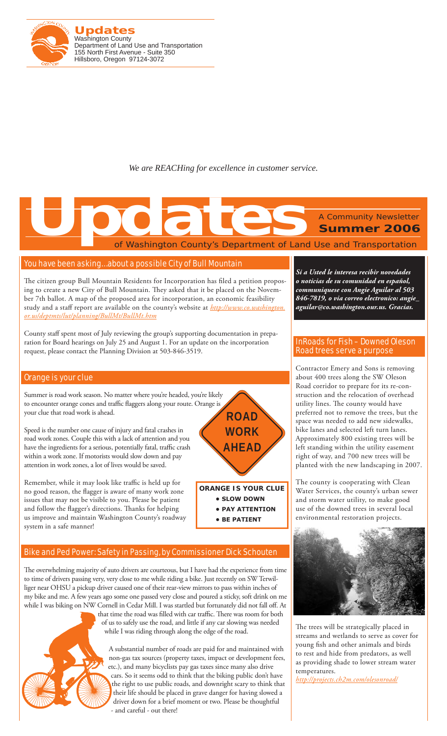**Updates**
Washington County
Department of Land Use and Transportation
155 North First Avenue - Suite 350
Hillsboro, Oregon 97124-3072

*We are REACHing for excellence in customer service.*

# Updates

A Community Newsletter
**Summer 2006**
of Washington County's Department of Land Use and Transportation

## You have been asking...about a possible City of Bull Mountain

The citizen group Bull Mountain Residents for Incorporation has filed a petition proposing to create a new City of Bull Mountain. They asked that it be placed on the November 7th ballot. A map of the proposed area for incorporation, an economic feasibility study and a staff report are available on the county's website at *http://www.co.washington.or.us/deptmts/lut/planning/BullMt/BullMt.htm*

County staff spent most of July reviewing the group's supporting documentation in preparation for Board hearings on July 25 and August 1. For an update on the incorporation request, please contact the Planning Division at 503-846-3519.

## Orange is your clue

Summer is road work season. No matter where you're headed, you're likely to encounter orange cones and traffic flaggers along your route. Orange is your clue that road work is ahead.

Speed is the number one cause of injury and fatal crashes in road work zones. Couple this with a lack of attention and you have the ingredients for a serious, potentially fatal, traffic crash within a work zone. If motorists would slow down and pay attention in work zones, a lot of lives would be saved.

Remember, while it may look like traffic is held up for no good reason, the flagger is aware of many work zone issues that may not be visible to you. Please be patient and follow the flagger's directions. Thanks for helping us improve and maintain Washington County's roadway system in a safe manner!

ROAD WORK AHEAD

**ORANGE IS YOUR CLUE**
- **SLOW DOWN**
- **PAY ATTENTION**
- **BE PATIENT**

## Bike and Ped Power: Safety in Passing, by Commissioner Dick Schouten

The overwhelming majority of auto drivers are courteous, but I have had the experience from time to time of drivers passing very, very close to me while riding a bike. Just recently on SW Terwilliger near OHSU a pickup driver caused one of their rear-view mirrors to pass within inches of my bike and me. A few years ago some one passed very close and poured a sticky, soft drink on me while I was biking on NW Cornell in Cedar Mill. I was startled but fortunately did not fall off. At that time the road was filled with car traffic. There was room for both of us to safely use the road, and little if any car slowing was needed while I was riding through along the edge of the road.

A substantial number of roads are paid for and maintained with non-gas tax sources (property taxes, impact or development fees, etc.), and many bicyclists pay gas taxes since many also drive cars. So it seems odd to think that the biking public don't have the right to use public roads, and downright scary to think that their life should be placed in grave danger for having slowed a driver down for a brief moment or two. Please be thoughtful - and careful - out there!

***Si a Usted le interesa recibir novedades o noticias de su comunidad en español, comuníquese con Angie Aguilar al 503 846-7819, o via correo electronico: angie_aguilar@co.washington.our.us. Gracias.***

## InRoads for Fish – Downed Oleson Road trees serve a purpose

Contractor Emery and Sons is removing about 400 trees along the SW Oleson Road corridor to prepare for its re-construction and the relocation of overhead utility lines. The county would have preferred not to remove the trees, but the space was needed to add new sidewalks, bike lanes and selected left turn lanes. Approximately 800 existing trees will be left standing within the utility easement right of way, and 700 new trees will be planted with the new landscaping in 2007.

The county is cooperating with Clean Water Services, the county's urban sewer and storm water utility, to make good use of the downed trees in several local environmental restoration projects.

The trees will be strategically placed in streams and wetlands to serve as cover for young fish and other animals and birds to rest and hide from predators, as well as providing shade to lower stream water temperatures.

*http://projects.ch2m.com/olesonroad/*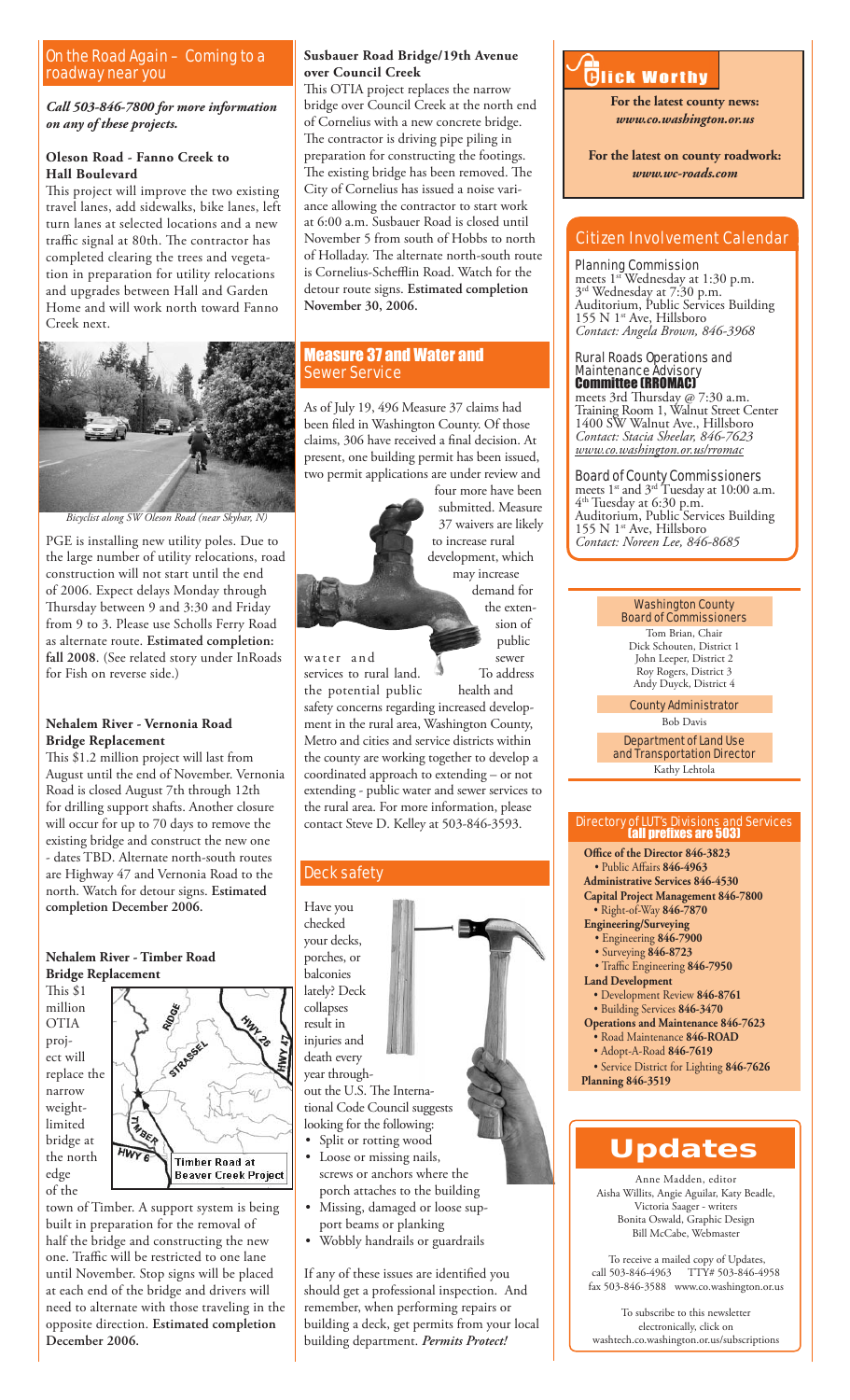## On the Road Again – Coming to a roadway near you

***Call 503-846-7800 for more information on any of these projects.***

### Oleson Road - Fanno Creek to Hall Boulevard

This project will improve the two existing travel lanes, add sidewalks, bike lanes, left turn lanes at selected locations and a new traffic signal at 80th. The contractor has completed clearing the trees and vegetation in preparation for utility relocations and upgrades between Hall and Garden Home and will work north toward Fanno Creek next.

*Bicyclist along SW Oleson Road (near Skyhar, N)*

PGE is installing new utility poles. Due to the large number of utility relocations, road construction will not start until the end of 2006. Expect delays Monday through Thursday between 9 and 3:30 and Friday from 9 to 3. Please use Scholls Ferry Road as alternate route. **Estimated completion: fall 2008**. (See related story under InRoads for Fish on reverse side.)

### Nehalem River - Vernonia Road Bridge Replacement

This $1.2 million project will last from August until the end of November. Vernonia Road is closed August 7th through 12th for drilling support shafts. Another closure will occur for up to 70 days to remove the existing bridge and construct the new one - dates TBD. Alternate north-south routes are Highway 47 and Vernonia Road to the north. Watch for detour signs. **Estimated completion December 2006.**

### Nehalem River - Timber Road Bridge Replacement

This $1 million OTIA project will replace the narrow weight-limited bridge at the north edge of the town of Timber. A support system is being built in preparation for the removal of half the bridge and constructing the new one. Traffic will be restricted to one lane until November. Stop signs will be placed at each end of the bridge and drivers will need to alternate with those traveling in the opposite direction. **Estimated completion December 2006.**

RIDGE
HWY 26
HWY 47
STRASSEL
TIMBER
HWY 6
Timber Road at Beaver Creek Project

### Susbauer Road Bridge/19th Avenue over Council Creek

This OTIA project replaces the narrow bridge over Council Creek at the north end of Cornelius with a new concrete bridge. The contractor is driving pipe piling in preparation for constructing the footings. The existing bridge has been removed. The City of Cornelius has issued a noise variance allowing the contractor to start work at 6:00 a.m. Susbauer Road is closed until November 5 from south of Hobbs to north of Holladay. The alternate north-south route is Cornelius-Schefflin Road. Watch for the detour route signs. **Estimated completion November 30, 2006.**

## Measure 37 and Water and Sewer Service

As of July 19, 496 Measure 37 claims had been filed in Washington County. Of those claims, 306 have received a final decision. At present, one building permit has been issued, two permit applications are under review and four more have been submitted. Measure 37 waivers are likely to increase rural development, which may increase demand for the extension of public water and sewer services to rural land. To address the potential public health and safety concerns regarding increased development in the rural area, Washington County, Metro and cities and service districts within the county are working together to develop a coordinated approach to extending – or not extending - public water and sewer services to the rural area. For more information, please contact Steve D. Kelley at 503-846-3593.

## Deck safety

Have you checked your decks, porches, or balconies lately? Deck collapses result in injuries and death every year throughout the U.S. The International Code Council suggests looking for the following:

- Split or rotting wood
- Loose or missing nails, screws or anchors where the porch attaches to the building
- Missing, damaged or loose support beams or planking
- Wobbly handrails or guardrails

If any of these issues are identified you should get a professional inspection. And remember, when performing repairs or building a deck, get permits from your local building department. ***Permits Protect!***

## Click Worthy

**For the latest county news:**
***www.co.washington.or.us***

**For the latest on county roadwork:**
***www.wc-roads.com***

## Citizen Involvement Calendar

**Planning Commission**
meets 1st Wednesday at 1:30 p.m.
3rd Wednesday at 7:30 p.m.
Auditorium, Public Services Building
155 N 1st Ave, Hillsboro
*Contact: Angela Brown, 846-3968*

**Rural Roads Operations and Maintenance Advisory Committee (RROMAC)**
meets 3rd Thursday @ 7:30 a.m.
Training Room 1, Walnut Street Center
1400 SW Walnut Ave., Hillsboro
*Contact: Stacia Sheelar, 846-7623*
*www.co.washington.or.us/rromac*

**Board of County Commissioners**
meets 1st and 3rd Tuesday at 10:00 a.m.
4th Tuesday at 6:30 p.m.
Auditorium, Public Services Building
155 N 1st Ave, Hillsboro
*Contact: Noreen Lee, 846-8685*

**Washington County Board of Commissioners**
Tom Brian, Chair
Dick Schouten, District 1
John Leeper, District 2
Roy Rogers, District 3
Andy Duyck, District 4

**County Administrator**
Bob Davis

**Department of Land Use and Transportation Director**
Kathy Lehtola

## Directory of LUT's Divisions and Services (all prefixes are 503)

**Office of the Director 846-3823**
- Public Affairs **846-4963**

**Administrative Services 846-4530**

**Capital Project Management 846-7800**
- Right-of-Way **846-7870**

**Engineering/Surveying**
- Engineering **846-7900**
- Surveying **846-8723**
- Traffic Engineering **846-7950**

**Land Development**
- Development Review **846-8761**
- Building Services **846-3470**

**Operations and Maintenance 846-7623**
- Road Maintenance **846-ROAD**
- Adopt-A-Road **846-7619**
- Service District for Lighting **846-7626**

**Planning 846-3519**

# Updates

Anne Madden, editor
Aisha Willits, Angie Aguilar, Katy Beadle, Victoria Saager - writers
Bonita Oswald, Graphic Design
Bill McCabe, Webmaster

To receive a mailed copy of Updates, call 503-846-4963 TTY# 503-846-4958 fax 503-846-3588 www.co.washington.or.us

To subscribe to this newsletter electronically, click on washtech.co.washington.or.us/subscriptions